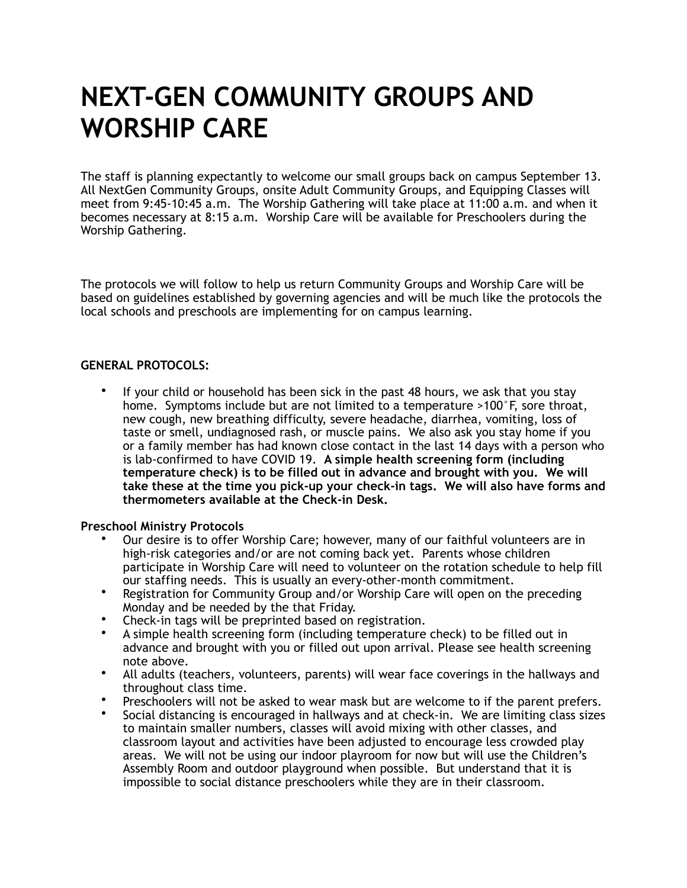# NEXT-GEN COMMUNITY GROUPS AND WORSHIP CARE

The staff is planning expectantly to welcome our small groups back on campus September 13. All NextGen Community Groups, onsite Adult Community Groups, and Equipping Classes will meet from 9:45-10:45 a.m. The Worship Gathering will take place at 11:00 a.m. and when it becomes necessary at 8:15 a.m. Worship Care will be available for Preschoolers during the Worship Gathering.

The protocols we will follow to help us return Community Groups and Worship Care will be based on guidelines established by governing agencies and will be much like the protocols the local schools and preschools are implementing for on campus learning.

**GENERAL PROTOCOLS:**

- If your child or household has been sick in the past 48 hours, we ask that you stay home. Symptoms include but are not limited to a temperature >100°F, sore throat, new cough, new breathing difficulty, severe headache, diarrhea, vomiting, loss of taste or smell, undiagnosed rash, or muscle pains. We also ask you stay home if you or a family member has had known close contact in the last 14 days with a person who is lab-confirmed to have COVID 19. **A simple health screening form (including temperature check) is to be filled out in advance and brought with you. We will take these at the time you pick-up your check-in tags. We will also have forms and thermometers available at the Check-in Desk.**

**Preschool Ministry Protocols**

- Our desire is to offer Worship Care; however, many of our faithful volunteers are in high-risk categories and/or are not coming back yet. Parents whose children participate in Worship Care will need to volunteer on the rotation schedule to help fill our staffing needs. This is usually an every-other-month commitment.
- Registration for Community Group and/or Worship Care will open on the preceding Monday and be needed by the that Friday.
- Check-in tags will be preprinted based on registration.
- A simple health screening form (including temperature check) to be filled out in advance and brought with you or filled out upon arrival. Please see health screening note above.
- All adults (teachers, volunteers, parents) will wear face coverings in the hallways and throughout class time.
- Preschoolers will not be asked to wear mask but are welcome to if the parent prefers.
- Social distancing is encouraged in hallways and at check-in. We are limiting class sizes to maintain smaller numbers, classes will avoid mixing with other classes, and classroom layout and activities have been adjusted to encourage less crowded play areas. We will not be using our indoor playroom for now but will use the Children's Assembly Room and outdoor playground when possible. But understand that it is impossible to social distance preschoolers while they are in their classroom.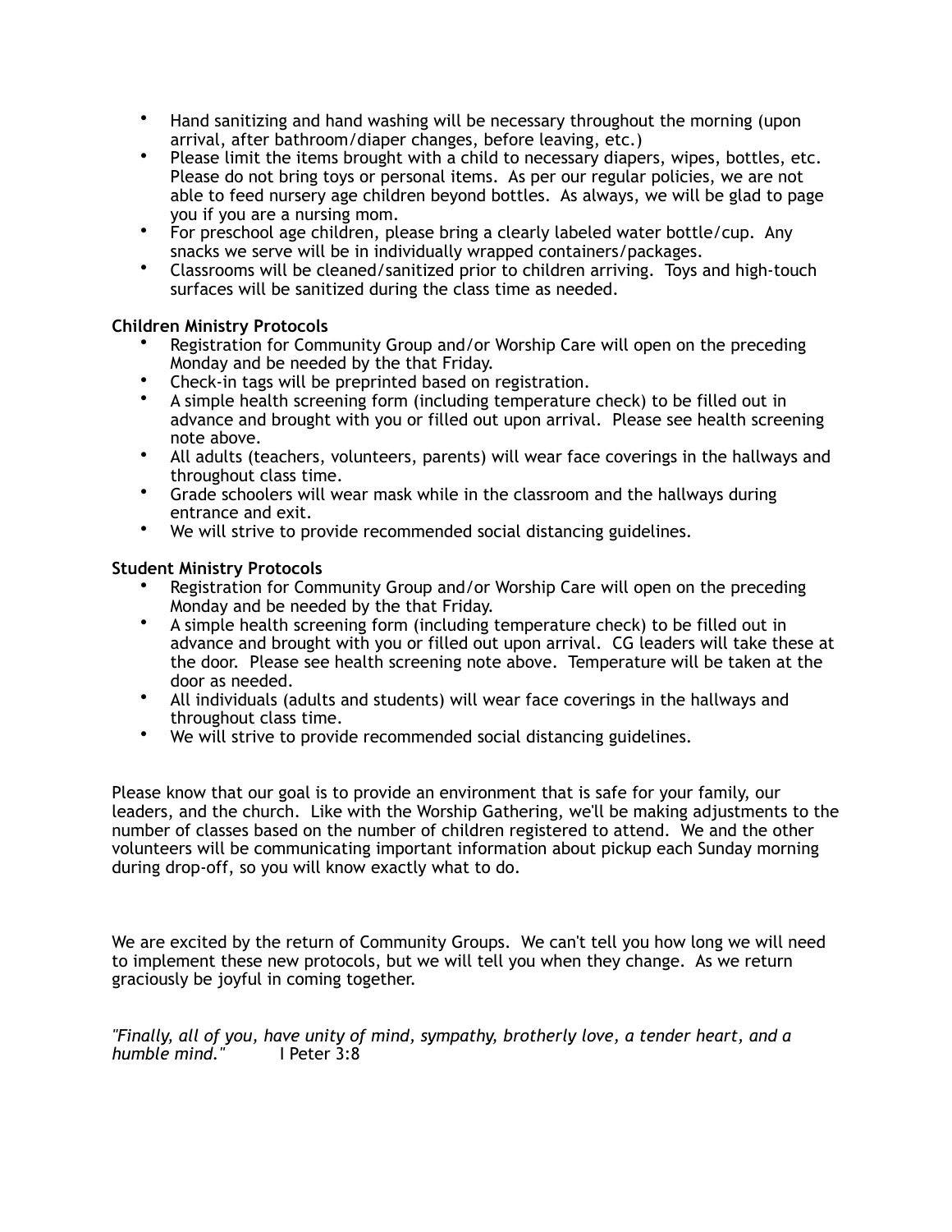- Hand sanitizing and hand washing will be necessary throughout the morning (upon arrival, after bathroom/diaper changes, before leaving, etc.)
- Please limit the items brought with a child to necessary diapers, wipes, bottles, etc. Please do not bring toys or personal items. As per our regular policies, we are not able to feed nursery age children beyond bottles. As always, we will be glad to page you if you are a nursing mom.
- For preschool age children, please bring a clearly labeled water bottle/cup. Any snacks we serve will be in individually wrapped containers/packages.
- Classrooms will be cleaned/sanitized prior to children arriving. Toys and high-touch surfaces will be sanitized during the class time as needed.

**Children Ministry Protocols**

- Registration for Community Group and/or Worship Care will open on the preceding Monday and be needed by the that Friday.
- Check-in tags will be preprinted based on registration.
- A simple health screening form (including temperature check) to be filled out in advance and brought with you or filled out upon arrival. Please see health screening note above.
- All adults (teachers, volunteers, parents) will wear face coverings in the hallways and throughout class time.
- Grade schoolers will wear mask while in the classroom and the hallways during entrance and exit.
- We will strive to provide recommended social distancing guidelines.

**Student Ministry Protocols**

- Registration for Community Group and/or Worship Care will open on the preceding Monday and be needed by the that Friday.
- A simple health screening form (including temperature check) to be filled out in advance and brought with you or filled out upon arrival. CG leaders will take these at the door. Please see health screening note above. Temperature will be taken at the door as needed.
- All individuals (adults and students) will wear face coverings in the hallways and throughout class time.
- We will strive to provide recommended social distancing guidelines.

Please know that our goal is to provide an environment that is safe for your family, our leaders, and the church. Like with the Worship Gathering, we'll be making adjustments to the number of classes based on the number of children registered to attend. We and the other volunteers will be communicating important information about pickup each Sunday morning during drop-off, so you will know exactly what to do.

We are excited by the return of Community Groups. We can't tell you how long we will need to implement these new protocols, but we will tell you when they change. As we return graciously be joyful in coming together.

*"Finally, all of you, have unity of mind, sympathy, brotherly love, a tender heart, and a humble mind."* I Peter 3:8